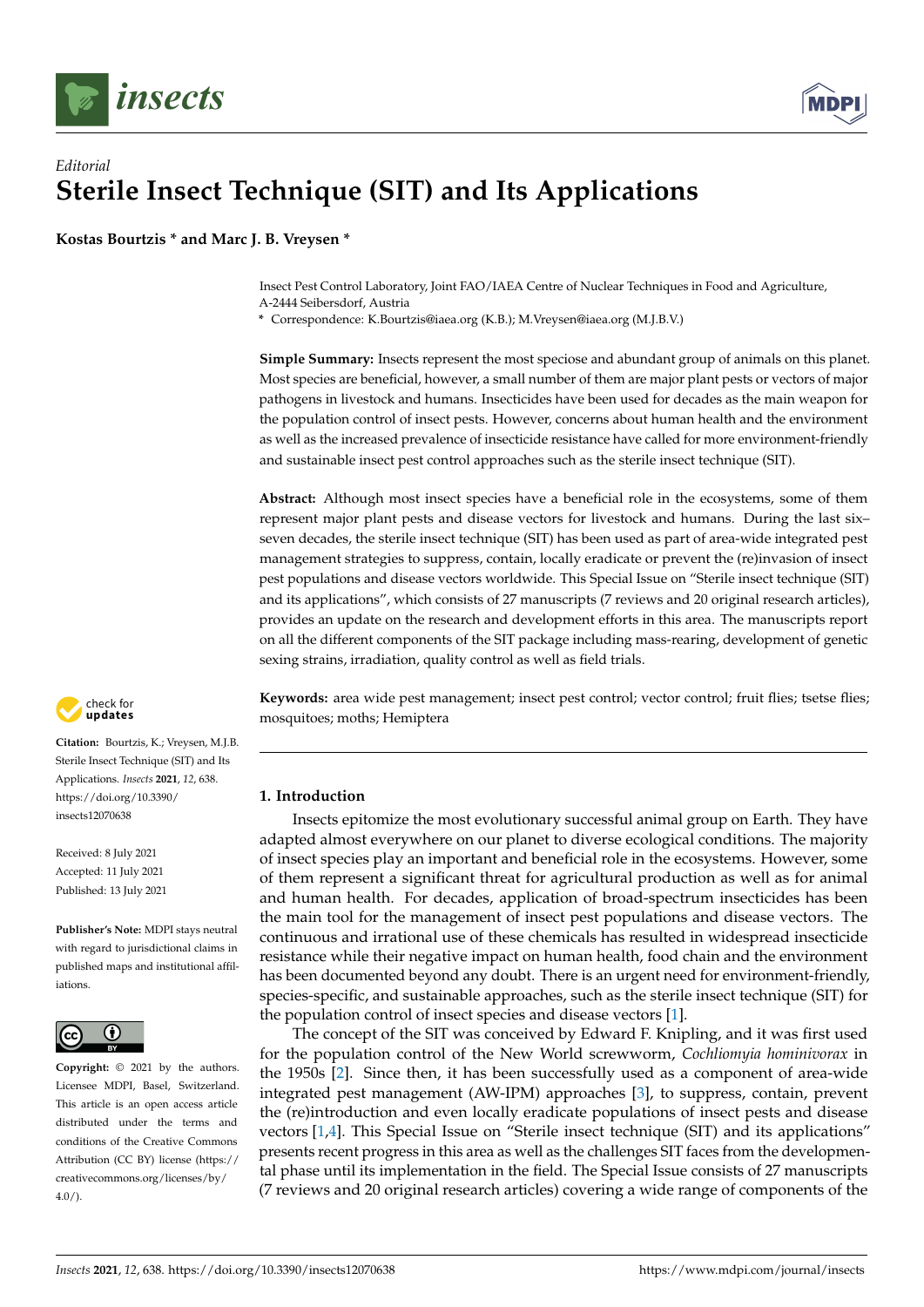*Editorial*

# Sterile Insect Technique (SIT) and Its Applications

**Kostas Bourtzis * and Marc J. B. Vreysen ***

Insect Pest Control Laboratory, Joint FAO/IAEA Centre of Nuclear Techniques in Food and Agriculture, A-2444 Seibersdorf, Austria
* Correspondence: K.Bourtzis@iaea.org (K.B.); M.Vreysen@iaea.org (M.J.B.V.)

**Simple Summary:** Insects represent the most speciose and abundant group of animals on this planet. Most species are beneficial, however, a small number of them are major plant pests or vectors of major pathogens in livestock and humans. Insecticides have been used for decades as the main weapon for the population control of insect pests. However, concerns about human health and the environment as well as the increased prevalence of insecticide resistance have called for more environment-friendly and sustainable insect pest control approaches such as the sterile insect technique (SIT).

**Abstract:** Although most insect species have a beneficial role in the ecosystems, some of them represent major plant pests and disease vectors for livestock and humans. During the last six–seven decades, the sterile insect technique (SIT) has been used as part of area-wide integrated pest management strategies to suppress, contain, locally eradicate or prevent the (re)invasion of insect pest populations and disease vectors worldwide. This Special Issue on "Sterile insect technique (SIT) and its applications", which consists of 27 manuscripts (7 reviews and 20 original research articles), provides an update on the research and development efforts in this area. The manuscripts report on all the different components of the SIT package including mass-rearing, development of genetic sexing strains, irradiation, quality control as well as field trials.

**Keywords:** area wide pest management; insect pest control; vector control; fruit flies; tsetse flies; mosquitoes; moths; Hemiptera

**Citation:** Bourtzis, K.; Vreysen, M.J.B. Sterile Insect Technique (SIT) and Its Applications. *Insects* **2021**, *12*, 638. https://doi.org/10.3390/insects12070638

Received: 8 July 2021
Accepted: 11 July 2021
Published: 13 July 2021

**Publisher's Note:** MDPI stays neutral with regard to jurisdictional claims in published maps and institutional affiliations.

**Copyright:** © 2021 by the authors. Licensee MDPI, Basel, Switzerland. This article is an open access article distributed under the terms and conditions of the Creative Commons Attribution (CC BY) license (https://creativecommons.org/licenses/by/4.0/).

## 1. Introduction

Insects epitomize the most evolutionary successful animal group on Earth. They have adapted almost everywhere on our planet to diverse ecological conditions. The majority of insect species play an important and beneficial role in the ecosystems. However, some of them represent a significant threat for agricultural production as well as for animal and human health. For decades, application of broad-spectrum insecticides has been the main tool for the management of insect pest populations and disease vectors. The continuous and irrational use of these chemicals has resulted in widespread insecticide resistance while their negative impact on human health, food chain and the environment has been documented beyond any doubt. There is an urgent need for environment-friendly, species-specific, and sustainable approaches, such as the sterile insect technique (SIT) for the population control of insect species and disease vectors [1].

The concept of the SIT was conceived by Edward F. Knipling, and it was first used for the population control of the New World screwworm, *Cochliomyia hominivorax* in the 1950s [2]. Since then, it has been successfully used as a component of area-wide integrated pest management (AW-IPM) approaches [3], to suppress, contain, prevent the (re)introduction and even locally eradicate populations of insect pests and disease vectors [1,4]. This Special Issue on "Sterile insect technique (SIT) and its applications" presents recent progress in this area as well as the challenges SIT faces from the developmental phase until its implementation in the field. The Special Issue consists of 27 manuscripts (7 reviews and 20 original research articles) covering a wide range of components of the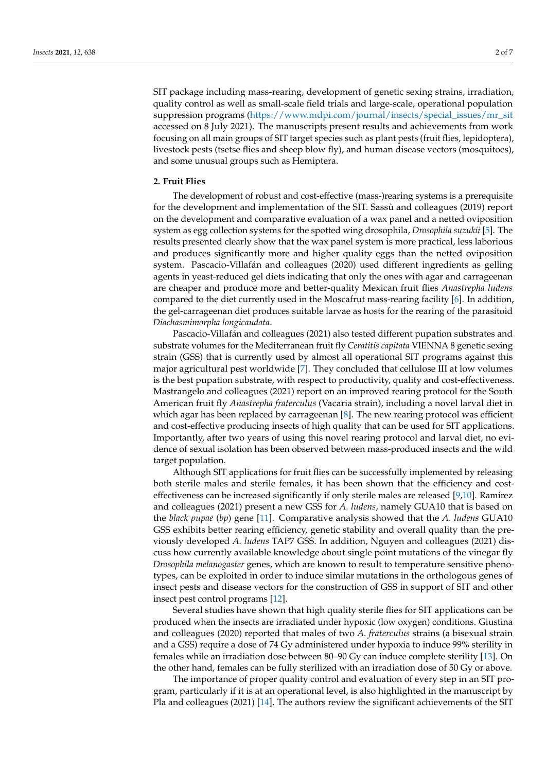SIT package including mass-rearing, development of genetic sexing strains, irradiation, quality control as well as small-scale field trials and large-scale, operational population suppression programs (https://www.mdpi.com/journal/insects/special_issues/mr_sit accessed on 8 July 2021). The manuscripts present results and achievements from work focusing on all main groups of SIT target species such as plant pests (fruit flies, lepidoptera), livestock pests (tsetse flies and sheep blow fly), and human disease vectors (mosquitoes), and some unusual groups such as Hemiptera.

## 2. Fruit Flies

The development of robust and cost-effective (mass-)rearing systems is a prerequisite for the development and implementation of the SIT. Sassù and colleagues (2019) report on the development and comparative evaluation of a wax panel and a netted oviposition system as egg collection systems for the spotted wing drosophila, *Drosophila suzukii* [5]. The results presented clearly show that the wax panel system is more practical, less laborious and produces significantly more and higher quality eggs than the netted oviposition system. Pascacio-Villafán and colleagues (2020) used different ingredients as gelling agents in yeast-reduced gel diets indicating that only the ones with agar and carrageenan are cheaper and produce more and better-quality Mexican fruit flies *Anastrepha ludens* compared to the diet currently used in the Moscafrut mass-rearing facility [6]. In addition, the gel-carrageenan diet produces suitable larvae as hosts for the rearing of the parasitoid *Diachasmimorpha longicaudata*.

Pascacio-Villafán and colleagues (2021) also tested different pupation substrates and substrate volumes for the Mediterranean fruit fly *Ceratitis capitata* VIENNA 8 genetic sexing strain (GSS) that is currently used by almost all operational SIT programs against this major agricultural pest worldwide [7]. They concluded that cellulose III at low volumes is the best pupation substrate, with respect to productivity, quality and cost-effectiveness. Mastrangelo and colleagues (2021) report on an improved rearing protocol for the South American fruit fly *Anastrepha fraterculus* (Vacaria strain), including a novel larval diet in which agar has been replaced by carrageenan [8]. The new rearing protocol was efficient and cost-effective producing insects of high quality that can be used for SIT applications. Importantly, after two years of using this novel rearing protocol and larval diet, no evidence of sexual isolation has been observed between mass-produced insects and the wild target population.

Although SIT applications for fruit flies can be successfully implemented by releasing both sterile males and sterile females, it has been shown that the efficiency and cost-effectiveness can be increased significantly if only sterile males are released [9,10]. Ramirez and colleagues (2021) present a new GSS for *A. ludens*, namely GUA10 that is based on the *black pupae* (*bp*) gene [11]. Comparative analysis showed that the *A. ludens* GUA10 GSS exhibits better rearing efficiency, genetic stability and overall quality than the previously developed *A. ludens* TAP7 GSS. In addition, Nguyen and colleagues (2021) discuss how currently available knowledge about single point mutations of the vinegar fly *Drosophila melanogaster* genes, which are known to result to temperature sensitive phenotypes, can be exploited in order to induce similar mutations in the orthologous genes of insect pests and disease vectors for the construction of GSS in support of SIT and other insect pest control programs [12].

Several studies have shown that high quality sterile flies for SIT applications can be produced when the insects are irradiated under hypoxic (low oxygen) conditions. Giustina and colleagues (2020) reported that males of two *A. fraterculus* strains (a bisexual strain and a GSS) require a dose of 74 Gy administered under hypoxia to induce 99% sterility in females while an irradiation dose between 80–90 Gy can induce complete sterility [13]. On the other hand, females can be fully sterilized with an irradiation dose of 50 Gy or above.

The importance of proper quality control and evaluation of every step in an SIT program, particularly if it is at an operational level, is also highlighted in the manuscript by Pla and colleagues (2021) [14]. The authors review the significant achievements of the SIT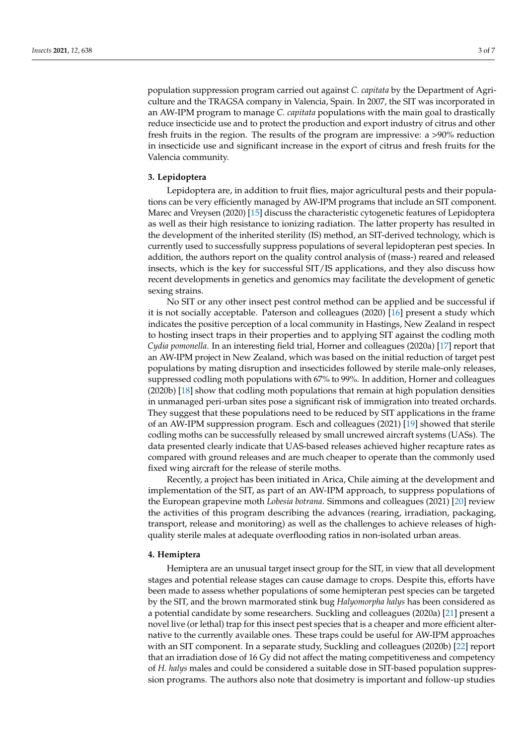population suppression program carried out against *C. capitata* by the Department of Agriculture and the TRAGSA company in Valencia, Spain. In 2007, the SIT was incorporated in an AW-IPM program to manage *C. capitata* populations with the main goal to drastically reduce insecticide use and to protect the production and export industry of citrus and other fresh fruits in the region. The results of the program are impressive: a >90% reduction in insecticide use and significant increase in the export of citrus and fresh fruits for the Valencia community.

## 3. Lepidoptera

Lepidoptera are, in addition to fruit flies, major agricultural pests and their populations can be very efficiently managed by AW-IPM programs that include an SIT component. Marec and Vreysen (2020) [15] discuss the characteristic cytogenetic features of Lepidoptera as well as their high resistance to ionizing radiation. The latter property has resulted in the development of the inherited sterility (IS) method, an SIT-derived technology, which is currently used to successfully suppress populations of several lepidopteran pest species. In addition, the authors report on the quality control analysis of (mass-) reared and released insects, which is the key for successful SIT/IS applications, and they also discuss how recent developments in genetics and genomics may facilitate the development of genetic sexing strains.

No SIT or any other insect pest control method can be applied and be successful if it is not socially acceptable. Paterson and colleagues (2020) [16] present a study which indicates the positive perception of a local community in Hastings, New Zealand in respect to hosting insect traps in their properties and to applying SIT against the codling moth *Cydia pomonella*. In an interesting field trial, Horner and colleagues (2020a) [17] report that an AW-IPM project in New Zealand, which was based on the initial reduction of target pest populations by mating disruption and insecticides followed by sterile male-only releases, suppressed codling moth populations with 67% to 99%. In addition, Horner and colleagues (2020b) [18] show that codling moth populations that remain at high population densities in unmanaged peri-urban sites pose a significant risk of immigration into treated orchards. They suggest that these populations need to be reduced by SIT applications in the frame of an AW-IPM suppression program. Esch and colleagues (2021) [19] showed that sterile codling moths can be successfully released by small uncrewed aircraft systems (UASs). The data presented clearly indicate that UAS-based releases achieved higher recapture rates as compared with ground releases and are much cheaper to operate than the commonly used fixed wing aircraft for the release of sterile moths.

Recently, a project has been initiated in Arica, Chile aiming at the development and implementation of the SIT, as part of an AW-IPM approach, to suppress populations of the European grapevine moth *Lobesia botrana*. Simmons and colleagues (2021) [20] review the activities of this program describing the advances (rearing, irradiation, packaging, transport, release and monitoring) as well as the challenges to achieve releases of high-quality sterile males at adequate overflooding ratios in non-isolated urban areas.

## 4. Hemiptera

Hemiptera are an unusual target insect group for the SIT, in view that all development stages and potential release stages can cause damage to crops. Despite this, efforts have been made to assess whether populations of some hemipteran pest species can be targeted by the SIT, and the brown marmorated stink bug *Halyomorpha halys* has been considered as a potential candidate by some researchers. Suckling and colleagues (2020a) [21] present a novel live (or lethal) trap for this insect pest species that is a cheaper and more efficient alternative to the currently available ones. These traps could be useful for AW-IPM approaches with an SIT component. In a separate study, Suckling and colleagues (2020b) [22] report that an irradiation dose of 16 Gy did not affect the mating competitiveness and competency of *H. halys* males and could be considered a suitable dose in SIT-based population suppression programs. The authors also note that dosimetry is important and follow-up studies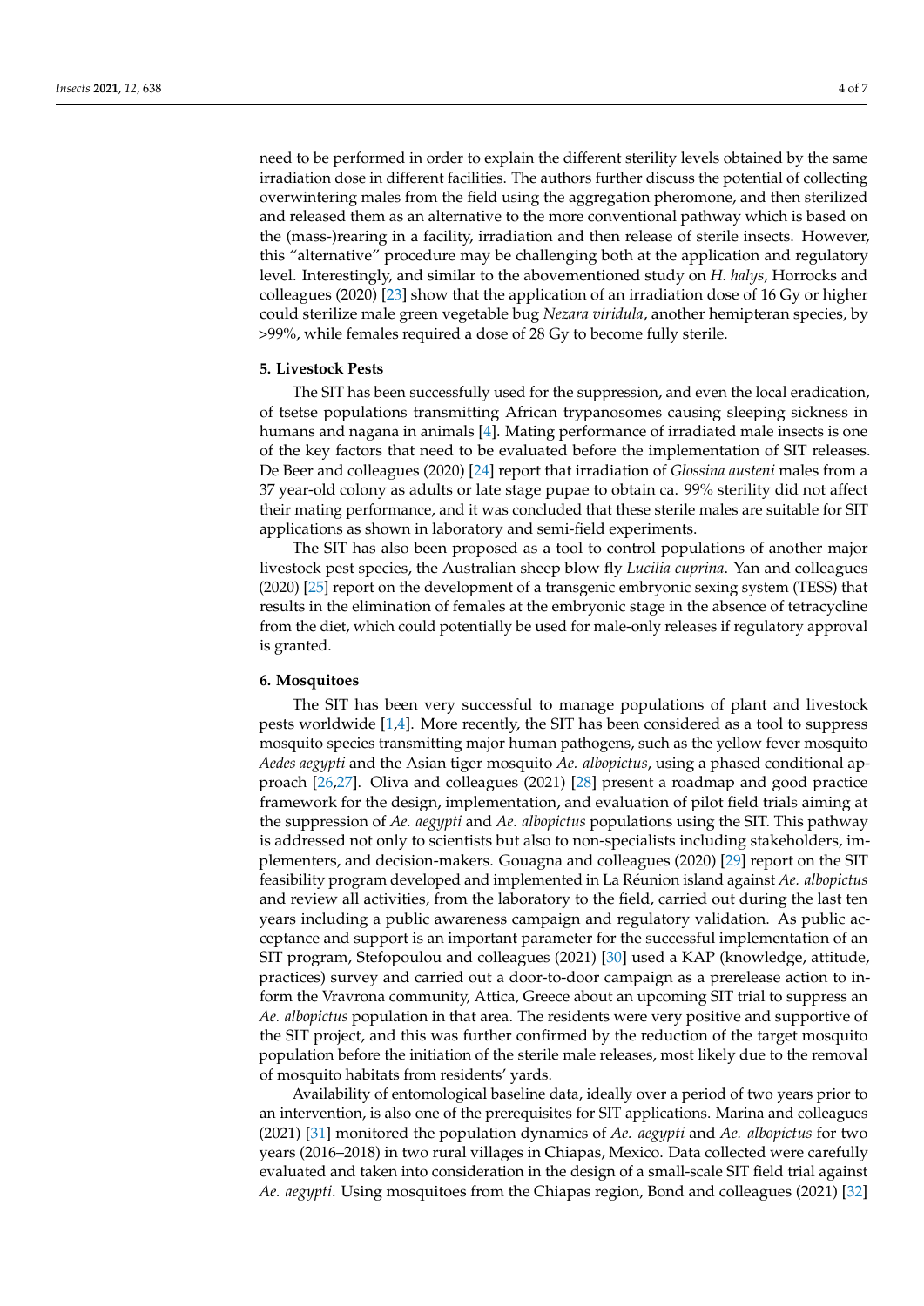need to be performed in order to explain the different sterility levels obtained by the same irradiation dose in different facilities. The authors further discuss the potential of collecting overwintering males from the field using the aggregation pheromone, and then sterilized and released them as an alternative to the more conventional pathway which is based on the (mass-)rearing in a facility, irradiation and then release of sterile insects. However, this "alternative" procedure may be challenging both at the application and regulatory level. Interestingly, and similar to the abovementioned study on *H. halys*, Horrocks and colleagues (2020) [23] show that the application of an irradiation dose of 16 Gy or higher could sterilize male green vegetable bug *Nezara viridula*, another hemipteran species, by >99%, while females required a dose of 28 Gy to become fully sterile.

## 5. Livestock Pests

The SIT has been successfully used for the suppression, and even the local eradication, of tsetse populations transmitting African trypanosomes causing sleeping sickness in humans and nagana in animals [4]. Mating performance of irradiated male insects is one of the key factors that need to be evaluated before the implementation of SIT releases. De Beer and colleagues (2020) [24] report that irradiation of *Glossina austeni* males from a 37 year-old colony as adults or late stage pupae to obtain ca. 99% sterility did not affect their mating performance, and it was concluded that these sterile males are suitable for SIT applications as shown in laboratory and semi-field experiments.

The SIT has also been proposed as a tool to control populations of another major livestock pest species, the Australian sheep blow fly *Lucilia cuprina*. Yan and colleagues (2020) [25] report on the development of a transgenic embryonic sexing system (TESS) that results in the elimination of females at the embryonic stage in the absence of tetracycline from the diet, which could potentially be used for male-only releases if regulatory approval is granted.

## 6. Mosquitoes

The SIT has been very successful to manage populations of plant and livestock pests worldwide [1,4]. More recently, the SIT has been considered as a tool to suppress mosquito species transmitting major human pathogens, such as the yellow fever mosquito *Aedes aegypti* and the Asian tiger mosquito *Ae. albopictus*, using a phased conditional approach [26,27]. Oliva and colleagues (2021) [28] present a roadmap and good practice framework for the design, implementation, and evaluation of pilot field trials aiming at the suppression of *Ae. aegypti* and *Ae. albopictus* populations using the SIT. This pathway is addressed not only to scientists but also to non-specialists including stakeholders, implementers, and decision-makers. Gouagna and colleagues (2020) [29] report on the SIT feasibility program developed and implemented in La Réunion island against *Ae. albopictus* and review all activities, from the laboratory to the field, carried out during the last ten years including a public awareness campaign and regulatory validation. As public acceptance and support is an important parameter for the successful implementation of an SIT program, Stefopoulou and colleagues (2021) [30] used a KAP (knowledge, attitude, practices) survey and carried out a door-to-door campaign as a prerelease action to inform the Vravrona community, Attica, Greece about an upcoming SIT trial to suppress an *Ae. albopictus* population in that area. The residents were very positive and supportive of the SIT project, and this was further confirmed by the reduction of the target mosquito population before the initiation of the sterile male releases, most likely due to the removal of mosquito habitats from residents' yards.

Availability of entomological baseline data, ideally over a period of two years prior to an intervention, is also one of the prerequisites for SIT applications. Marina and colleagues (2021) [31] monitored the population dynamics of *Ae. aegypti* and *Ae. albopictus* for two years (2016–2018) in two rural villages in Chiapas, Mexico. Data collected were carefully evaluated and taken into consideration in the design of a small-scale SIT field trial against *Ae. aegypti*. Using mosquitoes from the Chiapas region, Bond and colleagues (2021) [32]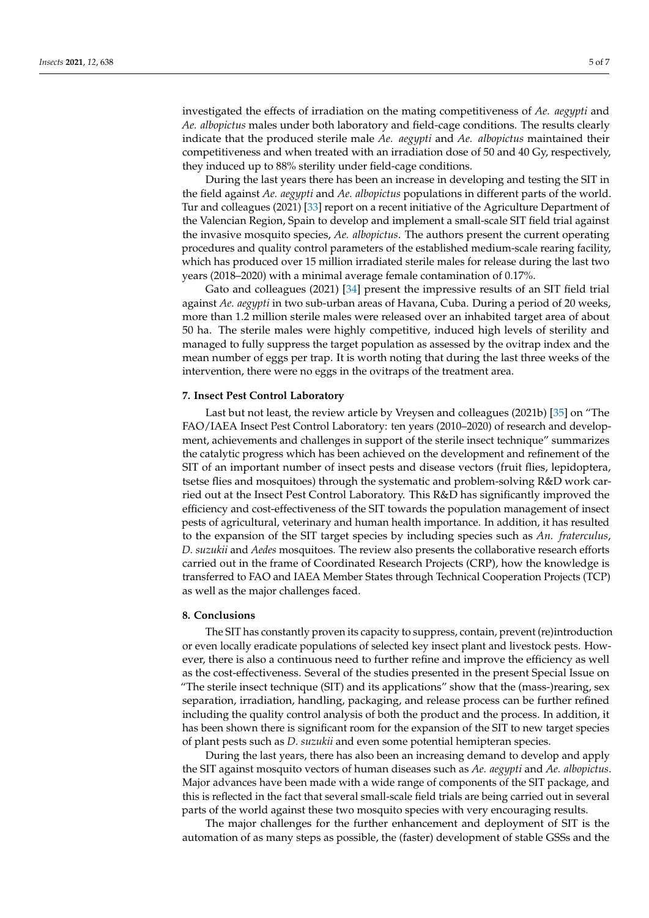investigated the effects of irradiation on the mating competitiveness of *Ae. aegypti* and *Ae. albopictus* males under both laboratory and field-cage conditions. The results clearly indicate that the produced sterile male *Ae. aegypti* and *Ae. albopictus* maintained their competitiveness and when treated with an irradiation dose of 50 and 40 Gy, respectively, they induced up to 88% sterility under field-cage conditions.

During the last years there has been an increase in developing and testing the SIT in the field against *Ae. aegypti* and *Ae. albopictus* populations in different parts of the world. Tur and colleagues (2021) [33] report on a recent initiative of the Agriculture Department of the Valencian Region, Spain to develop and implement a small-scale SIT field trial against the invasive mosquito species, *Ae. albopictus*. The authors present the current operating procedures and quality control parameters of the established medium-scale rearing facility, which has produced over 15 million irradiated sterile males for release during the last two years (2018–2020) with a minimal average female contamination of 0.17%.

Gato and colleagues (2021) [34] present the impressive results of an SIT field trial against *Ae. aegypti* in two sub-urban areas of Havana, Cuba. During a period of 20 weeks, more than 1.2 million sterile males were released over an inhabited target area of about 50 ha. The sterile males were highly competitive, induced high levels of sterility and managed to fully suppress the target population as assessed by the ovitrap index and the mean number of eggs per trap. It is worth noting that during the last three weeks of the intervention, there were no eggs in the ovitraps of the treatment area.

## 7. Insect Pest Control Laboratory

Last but not least, the review article by Vreysen and colleagues (2021b) [35] on "The FAO/IAEA Insect Pest Control Laboratory: ten years (2010–2020) of research and development, achievements and challenges in support of the sterile insect technique" summarizes the catalytic progress which has been achieved on the development and refinement of the SIT of an important number of insect pests and disease vectors (fruit flies, lepidoptera, tsetse flies and mosquitoes) through the systematic and problem-solving R&D work carried out at the Insect Pest Control Laboratory. This R&D has significantly improved the efficiency and cost-effectiveness of the SIT towards the population management of insect pests of agricultural, veterinary and human health importance. In addition, it has resulted to the expansion of the SIT target species by including species such as *An. fraterculus*, *D. suzukii* and *Aedes* mosquitoes. The review also presents the collaborative research efforts carried out in the frame of Coordinated Research Projects (CRP), how the knowledge is transferred to FAO and IAEA Member States through Technical Cooperation Projects (TCP) as well as the major challenges faced.

## 8. Conclusions

The SIT has constantly proven its capacity to suppress, contain, prevent (re)introduction or even locally eradicate populations of selected key insect plant and livestock pests. However, there is also a continuous need to further refine and improve the efficiency as well as the cost-effectiveness. Several of the studies presented in the present Special Issue on "The sterile insect technique (SIT) and its applications" show that the (mass-)rearing, sex separation, irradiation, handling, packaging, and release process can be further refined including the quality control analysis of both the product and the process. In addition, it has been shown there is significant room for the expansion of the SIT to new target species of plant pests such as *D. suzukii* and even some potential hemipteran species.

During the last years, there has also been an increasing demand to develop and apply the SIT against mosquito vectors of human diseases such as *Ae. aegypti* and *Ae. albopictus*. Major advances have been made with a wide range of components of the SIT package, and this is reflected in the fact that several small-scale field trials are being carried out in several parts of the world against these two mosquito species with very encouraging results.

The major challenges for the further enhancement and deployment of SIT is the automation of as many steps as possible, the (faster) development of stable GSSs and the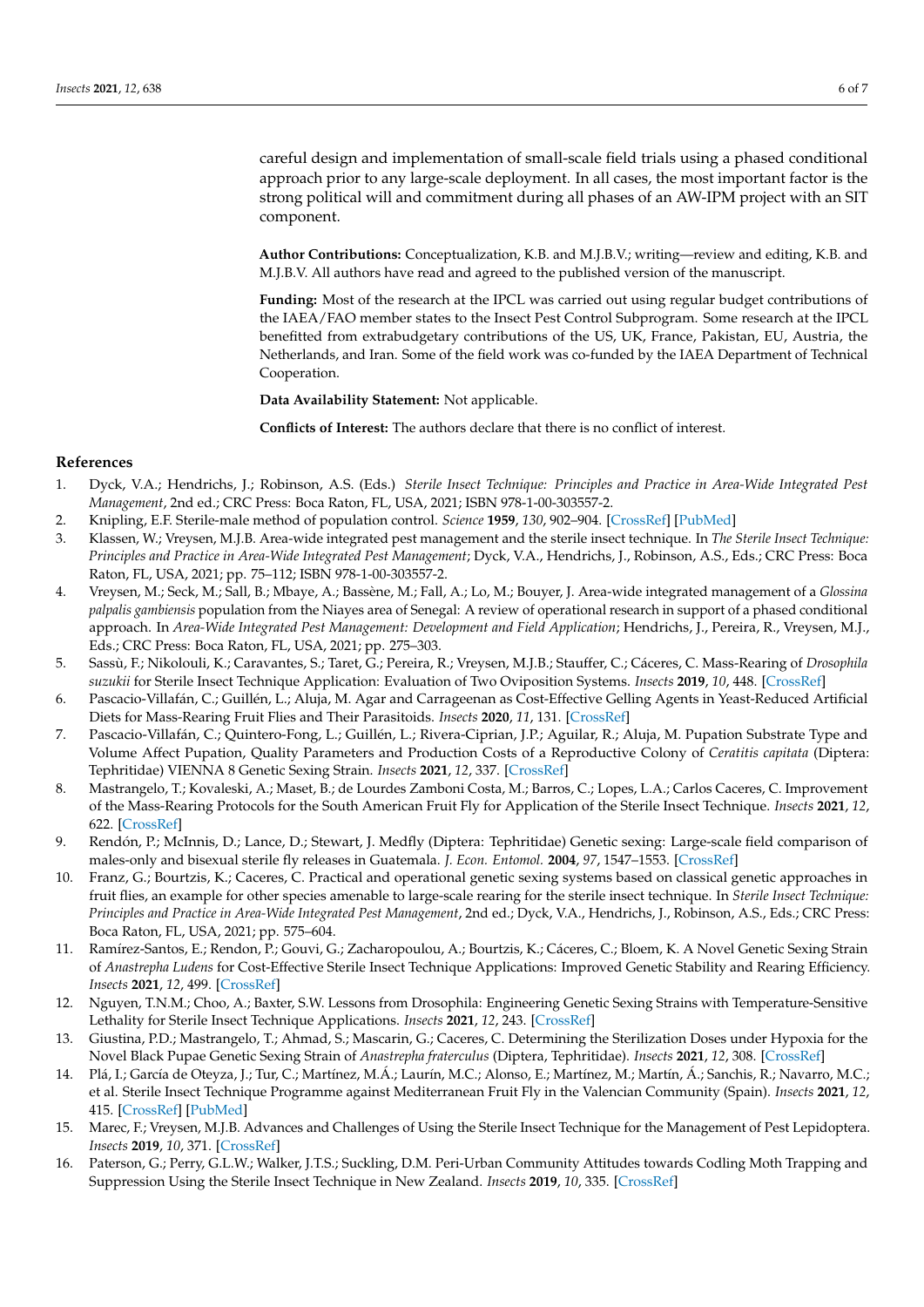careful design and implementation of small-scale field trials using a phased conditional approach prior to any large-scale deployment. In all cases, the most important factor is the strong political will and commitment during all phases of an AW-IPM project with an SIT component.

**Author Contributions:** Conceptualization, K.B. and M.J.B.V.; writing—review and editing, K.B. and M.J.B.V. All authors have read and agreed to the published version of the manuscript.

**Funding:** Most of the research at the IPCL was carried out using regular budget contributions of the IAEA/FAO member states to the Insect Pest Control Subprogram. Some research at the IPCL benefitted from extrabudgetary contributions of the US, UK, France, Pakistan, EU, Austria, the Netherlands, and Iran. Some of the field work was co-funded by the IAEA Department of Technical Cooperation.

**Data Availability Statement:** Not applicable.

**Conflicts of Interest:** The authors declare that there is no conflict of interest.

## References

1. Dyck, V.A.; Hendrichs, J.; Robinson, A.S. (Eds.) *Sterile Insect Technique: Principles and Practice in Area-Wide Integrated Pest Management*, 2nd ed.; CRC Press: Boca Raton, FL, USA, 2021; ISBN 978-1-00-303557-2.
2. Knipling, E.F. Sterile-male method of population control. *Science* **1959**, *130*, 902–904. [CrossRef] [PubMed]
3. Klassen, W.; Vreysen, M.J.B. Area-wide integrated pest management and the sterile insect technique. In *The Sterile Insect Technique: Principles and Practice in Area-Wide Integrated Pest Management*; Dyck, V.A., Hendrichs, J., Robinson, A.S., Eds.; CRC Press: Boca Raton, FL, USA, 2021; pp. 75–112; ISBN 978-1-00-303557-2.
4. Vreysen, M.; Seck, M.; Sall, B.; Mbaye, A.; Bassène, M.; Fall, A.; Lo, M.; Bouyer, J. Area-wide integrated management of a *Glossina palpalis gambiensis* population from the Niayes area of Senegal: A review of operational research in support of a phased conditional approach. In *Area-Wide Integrated Pest Management: Development and Field Application*; Hendrichs, J., Pereira, R., Vreysen, M.J., Eds.; CRC Press: Boca Raton, FL, USA, 2021; pp. 275–303.
5. Sassù, F.; Nikolouli, K.; Caravantes, S.; Taret, G.; Pereira, R.; Vreysen, M.J.B.; Stauffer, C.; Cáceres, C. Mass-Rearing of *Drosophila suzukii* for Sterile Insect Technique Application: Evaluation of Two Oviposition Systems. *Insects* **2019**, *10*, 448. [CrossRef]
6. Pascacio-Villafán, C.; Guillén, L.; Aluja, M. Agar and Carrageenan as Cost-Effective Gelling Agents in Yeast-Reduced Artificial Diets for Mass-Rearing Fruit Flies and Their Parasitoids. *Insects* **2020**, *11*, 131. [CrossRef]
7. Pascacio-Villafán, C.; Quintero-Fong, L.; Guillén, L.; Rivera-Ciprian, J.P.; Aguilar, R.; Aluja, M. Pupation Substrate Type and Volume Affect Pupation, Quality Parameters and Production Costs of a Reproductive Colony of *Ceratitis capitata* (Diptera: Tephritidae) VIENNA 8 Genetic Sexing Strain. *Insects* **2021**, *12*, 337. [CrossRef]
8. Mastrangelo, T.; Kovaleski, A.; Maset, B.; de Lourdes Zamboni Costa, M.; Barros, C.; Lopes, L.A.; Carlos Caceres, C. Improvement of the Mass-Rearing Protocols for the South American Fruit Fly for Application of the Sterile Insect Technique. *Insects* **2021**, *12*, 622. [CrossRef]
9. Rendón, P.; McInnis, D.; Lance, D.; Stewart, J. Medfly (Diptera: Tephritidae) Genetic sexing: Large-scale field comparison of males-only and bisexual sterile fly releases in Guatemala. *J. Econ. Entomol.* **2004**, *97*, 1547–1553. [CrossRef]
10. Franz, G.; Bourtzis, K.; Caceres, C. Practical and operational genetic sexing systems based on classical genetic approaches in fruit flies, an example for other species amenable to large-scale rearing for the sterile insect technique. In *Sterile Insect Technique: Principles and Practice in Area-Wide Integrated Pest Management*, 2nd ed.; Dyck, V.A., Hendrichs, J., Robinson, A.S., Eds.; CRC Press: Boca Raton, FL, USA, 2021; pp. 575–604.
11. Ramírez-Santos, E.; Rendon, P.; Gouvi, G.; Zacharopoulou, A.; Bourtzis, K.; Cáceres, C.; Bloem, K. A Novel Genetic Sexing Strain of *Anastrepha Ludens* for Cost-Effective Sterile Insect Technique Applications: Improved Genetic Stability and Rearing Efficiency. *Insects* **2021**, *12*, 499. [CrossRef]
12. Nguyen, T.N.M.; Choo, A.; Baxter, S.W. Lessons from Drosophila: Engineering Genetic Sexing Strains with Temperature-Sensitive Lethality for Sterile Insect Technique Applications. *Insects* **2021**, *12*, 243. [CrossRef]
13. Giustina, P.D.; Mastrangelo, T.; Ahmad, S.; Mascarin, G.; Caceres, C. Determining the Sterilization Doses under Hypoxia for the Novel Black Pupae Genetic Sexing Strain of *Anastrepha fraterculus* (Diptera, Tephritidae). *Insects* **2021**, *12*, 308. [CrossRef]
14. Plá, I.; García de Oteyza, J.; Tur, C.; Martínez, M.Á.; Laurín, M.C.; Alonso, E.; Martínez, M.; Martín, Á.; Sanchis, R.; Navarro, M.C.; et al. Sterile Insect Technique Programme against Mediterranean Fruit Fly in the Valencian Community (Spain). *Insects* **2021**, *12*, 415. [CrossRef] [PubMed]
15. Marec, F.; Vreysen, M.J.B. Advances and Challenges of Using the Sterile Insect Technique for the Management of Pest Lepidoptera. *Insects* **2019**, *10*, 371. [CrossRef]
16. Paterson, G.; Perry, G.L.W.; Walker, J.T.S.; Suckling, D.M. Peri-Urban Community Attitudes towards Codling Moth Trapping and Suppression Using the Sterile Insect Technique in New Zealand. *Insects* **2019**, *10*, 335. [CrossRef]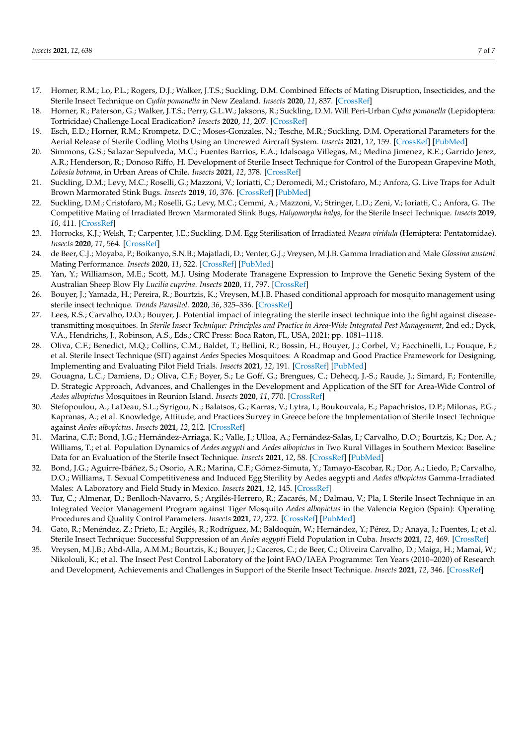17. Horner, R.M.; Lo, P.L.; Rogers, D.J.; Walker, J.T.S.; Suckling, D.M. Combined Effects of Mating Disruption, Insecticides, and the Sterile Insect Technique on *Cydia pomonella* in New Zealand. *Insects* **2020**, *11*, 837. [CrossRef]
18. Horner, R.; Paterson, G.; Walker, J.T.S.; Perry, G.L.W.; Jaksons, R.; Suckling, D.M. Will Peri-Urban *Cydia pomonella* (Lepidoptera: Tortricidae) Challenge Local Eradication? *Insects* **2020**, *11*, 207. [CrossRef]
19. Esch, E.D.; Horner, R.M.; Krompetz, D.C.; Moses-Gonzales, N.; Tesche, M.R.; Suckling, D.M. Operational Parameters for the Aerial Release of Sterile Codling Moths Using an Uncrewed Aircraft System. *Insects* **2021**, *12*, 159. [CrossRef] [PubMed]
20. Simmons, G.S.; Salazar Sepulveda, M.C.; Fuentes Barrios, E.A.; Idalsoaga Villegas, M.; Medina Jimenez, R.E.; Garrido Jerez, A.R.; Henderson, R.; Donoso Riffo, H. Development of Sterile Insect Technique for Control of the European Grapevine Moth, *Lobesia botrana*, in Urban Areas of Chile. *Insects* **2021**, *12*, 378. [CrossRef]
21. Suckling, D.M.; Levy, M.C.; Roselli, G.; Mazzoni, V.; Ioriatti, C.; Deromedi, M.; Cristofaro, M.; Anfora, G. Live Traps for Adult Brown Marmorated Stink Bugs. *Insects* **2019**, *10*, 376. [CrossRef] [PubMed]
22. Suckling, D.M.; Cristofaro, M.; Roselli, G.; Levy, M.C.; Cemmi, A.; Mazzoni, V.; Stringer, L.D.; Zeni, V.; Ioriatti, C.; Anfora, G. The Competitive Mating of Irradiated Brown Marmorated Stink Bugs, *Halyomorpha halys*, for the Sterile Insect Technique. *Insects* **2019**, *10*, 411. [CrossRef]
23. Horrocks, K.J.; Welsh, T.; Carpenter, J.E.; Suckling, D.M. Egg Sterilisation of Irradiated *Nezara viridula* (Hemiptera: Pentatomidae). *Insects* **2020**, *11*, 564. [CrossRef]
24. de Beer, C.J.; Moyaba, P.; Boikanyo, S.N.B.; Majatladi, D.; Venter, G.J.; Vreysen, M.J.B. Gamma Irradiation and Male *Glossina austeni* Mating Performance. *Insects* **2020**, *11*, 522. [CrossRef] [PubMed]
25. Yan, Y.; Williamson, M.E.; Scott, M.J. Using Moderate Transgene Expression to Improve the Genetic Sexing System of the Australian Sheep Blow Fly *Lucilia cuprina*. *Insects* **2020**, *11*, 797. [CrossRef]
26. Bouyer, J.; Yamada, H.; Pereira, R.; Bourtzis, K.; Vreysen, M.J.B. Phased conditional approach for mosquito management using sterile insect technique. *Trends Parasitol.* **2020**, *36*, 325–336. [CrossRef]
27. Lees, R.S.; Carvalho, D.O.; Bouyer, J. Potential impact of integrating the sterile insect technique into the fight against disease-transmitting mosquitoes. In *Sterile Insect Technique: Principles and Practice in Area-Wide Integrated Pest Management*, 2nd ed.; Dyck, V.A., Hendrichs, J., Robinson, A.S., Eds.; CRC Press: Boca Raton, FL, USA, 2021; pp. 1081–1118.
28. Oliva, C.F.; Benedict, M.Q.; Collins, C.M.; Baldet, T.; Bellini, R.; Bossin, H.; Bouyer, J.; Corbel, V.; Facchinelli, L.; Fouque, F.; et al. Sterile Insect Technique (SIT) against *Aedes* Species Mosquitoes: A Roadmap and Good Practice Framework for Designing, Implementing and Evaluating Pilot Field Trials. *Insects* **2021**, *12*, 191. [CrossRef] [PubMed]
29. Gouagna, L.C.; Damiens, D.; Oliva, C.F.; Boyer, S.; Le Goff, G.; Brengues, C.; Dehecq, J.-S.; Raude, J.; Simard, F.; Fontenille, D. Strategic Approach, Advances, and Challenges in the Development and Application of the SIT for Area-Wide Control of *Aedes albopictus* Mosquitoes in Reunion Island. *Insects* **2020**, *11*, 770. [CrossRef]
30. Stefopoulou, A.; LaDeau, S.L.; Syrigou, N.; Balatsos, G.; Karras, V.; Lytra, I.; Boukouvala, E.; Papachristos, D.P.; Milonas, P.G.; Kapranas, A.; et al. Knowledge, Attitude, and Practices Survey in Greece before the Implementation of Sterile Insect Technique against *Aedes albopictus*. *Insects* **2021**, *12*, 212. [CrossRef]
31. Marina, C.F.; Bond, J.G.; Hernández-Arriaga, K.; Valle, J.; Ulloa, A.; Fernández-Salas, I.; Carvalho, D.O.; Bourtzis, K.; Dor, A.; Williams, T.; et al. Population Dynamics of *Aedes aegypti* and *Aedes albopictus* in Two Rural Villages in Southern Mexico: Baseline Data for an Evaluation of the Sterile Insect Technique. *Insects* **2021**, *12*, 58. [CrossRef] [PubMed]
32. Bond, J.G.; Aguirre-Ibáñez, S.; Osorio, A.R.; Marina, C.F.; Gómez-Simuta, Y.; Tamayo-Escobar, R.; Dor, A.; Liedo, P.; Carvalho, D.O.; Williams, T. Sexual Competitiveness and Induced Egg Sterility by Aedes aegypti and *Aedes albopictus* Gamma-Irradiated Males: A Laboratory and Field Study in Mexico. *Insects* **2021**, *12*, 145. [CrossRef]
33. Tur, C.; Almenar, D.; Benlloch-Navarro, S.; Argilés-Herrero, R.; Zacarés, M.; Dalmau, V.; Pla, I. Sterile Insect Technique in an Integrated Vector Management Program against Tiger Mosquito *Aedes albopictus* in the Valencia Region (Spain): Operating Procedures and Quality Control Parameters. *Insects* **2021**, *12*, 272. [CrossRef] [PubMed]
34. Gato, R.; Menéndez, Z.; Prieto, E.; Argilés, R.; Rodríguez, M.; Baldoquín, W.; Hernández, Y.; Pérez, D.; Anaya, J.; Fuentes, I.; et al. Sterile Insect Technique: Successful Suppression of an *Aedes aegypti* Field Population in Cuba. *Insects* **2021**, *12*, 469. [CrossRef]
35. Vreysen, M.J.B.; Abd-Alla, A.M.M.; Bourtzis, K.; Bouyer, J.; Caceres, C.; de Beer, C.; Oliveira Carvalho, D.; Maiga, H.; Mamai, W.; Nikolouli, K.; et al. The Insect Pest Control Laboratory of the Joint FAO/IAEA Programme: Ten Years (2010–2020) of Research and Development, Achievements and Challenges in Support of the Sterile Insect Technique. *Insects* **2021**, *12*, 346. [CrossRef]